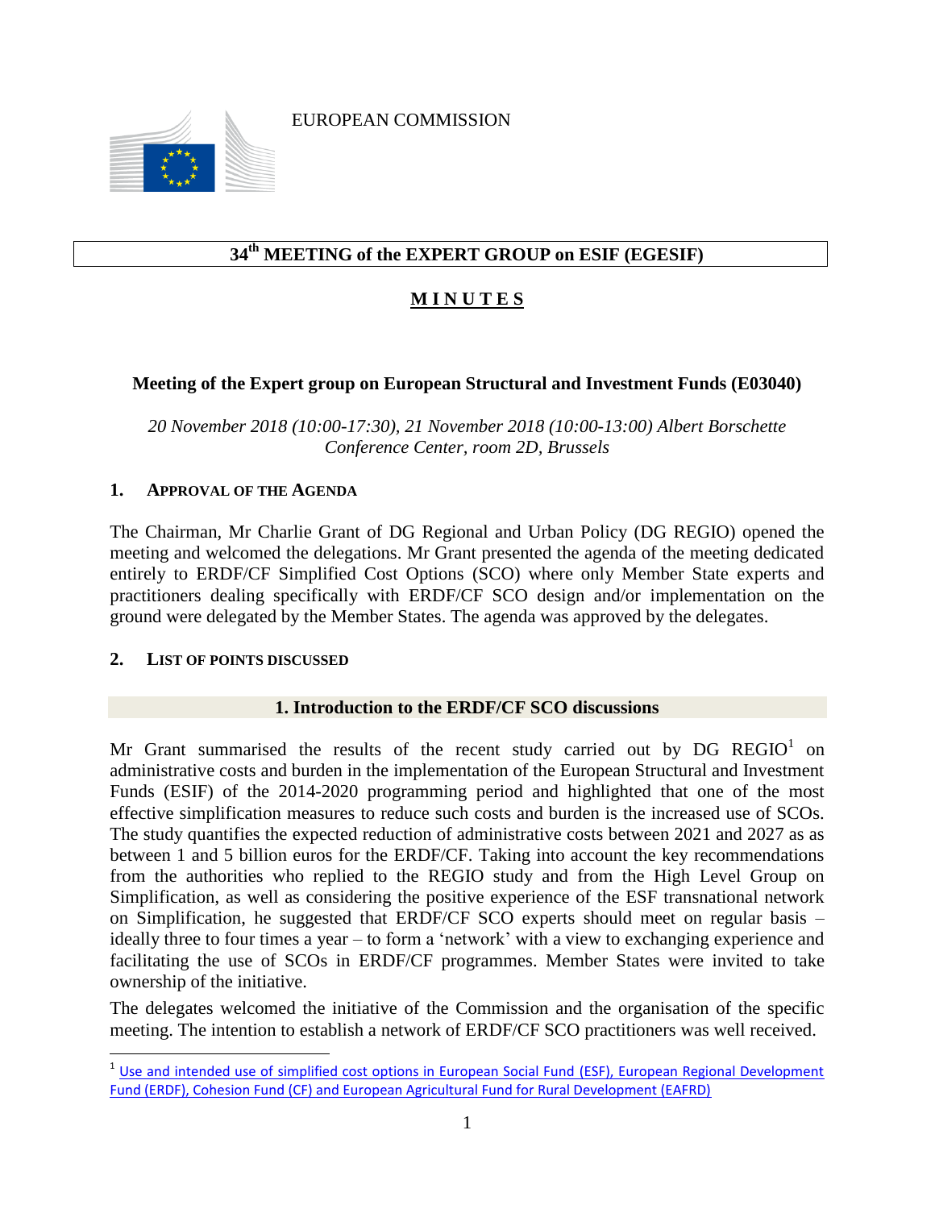EUROPEAN COMMISSION

# 34th MEETING of the EXPERT GROUP on ESIF (EGESIF)

## MINUTES

### Meeting of the Expert group on European Structural and Investment Funds (E03040)

*20 November 2018 (10:00-17:30), 21 November 2018 (10:00-13:00) Albert Borschette Conference Center, room 2D, Brussels*

## 1. Approval of the Agenda

The Chairman, Mr Charlie Grant of DG Regional and Urban Policy (DG REGIO) opened the meeting and welcomed the delegations. Mr Grant presented the agenda of the meeting dedicated entirely to ERDF/CF Simplified Cost Options (SCO) where only Member State experts and practitioners dealing specifically with ERDF/CF SCO design and/or implementation on the ground were delegated by the Member States. The agenda was approved by the delegates.

## 2. List of points discussed

### 1. Introduction to the ERDF/CF SCO discussions

Mr Grant summarised the results of the recent study carried out by DG REGIO[1] on administrative costs and burden in the implementation of the European Structural and Investment Funds (ESIF) of the 2014-2020 programming period and highlighted that one of the most effective simplification measures to reduce such costs and burden is the increased use of SCOs. The study quantifies the expected reduction of administrative costs between 2021 and 2027 as as between 1 and 5 billion euros for the ERDF/CF. Taking into account the key recommendations from the authorities who replied to the REGIO study and from the High Level Group on Simplification, as well as considering the positive experience of the ESF transnational network on Simplification, he suggested that ERDF/CF SCO experts should meet on regular basis – ideally three to four times a year – to form a 'network' with a view to exchanging experience and facilitating the use of SCOs in ERDF/CF programmes. Member States were invited to take ownership of the initiative.

The delegates welcomed the initiative of the Commission and the organisation of the specific meeting. The intention to establish a network of ERDF/CF SCO practitioners was well received.

[1] Use and intended use of simplified cost options in European Social Fund (ESF), European Regional Development Fund (ERDF), Cohesion Fund (CF) and European Agricultural Fund for Rural Development (EAFRD)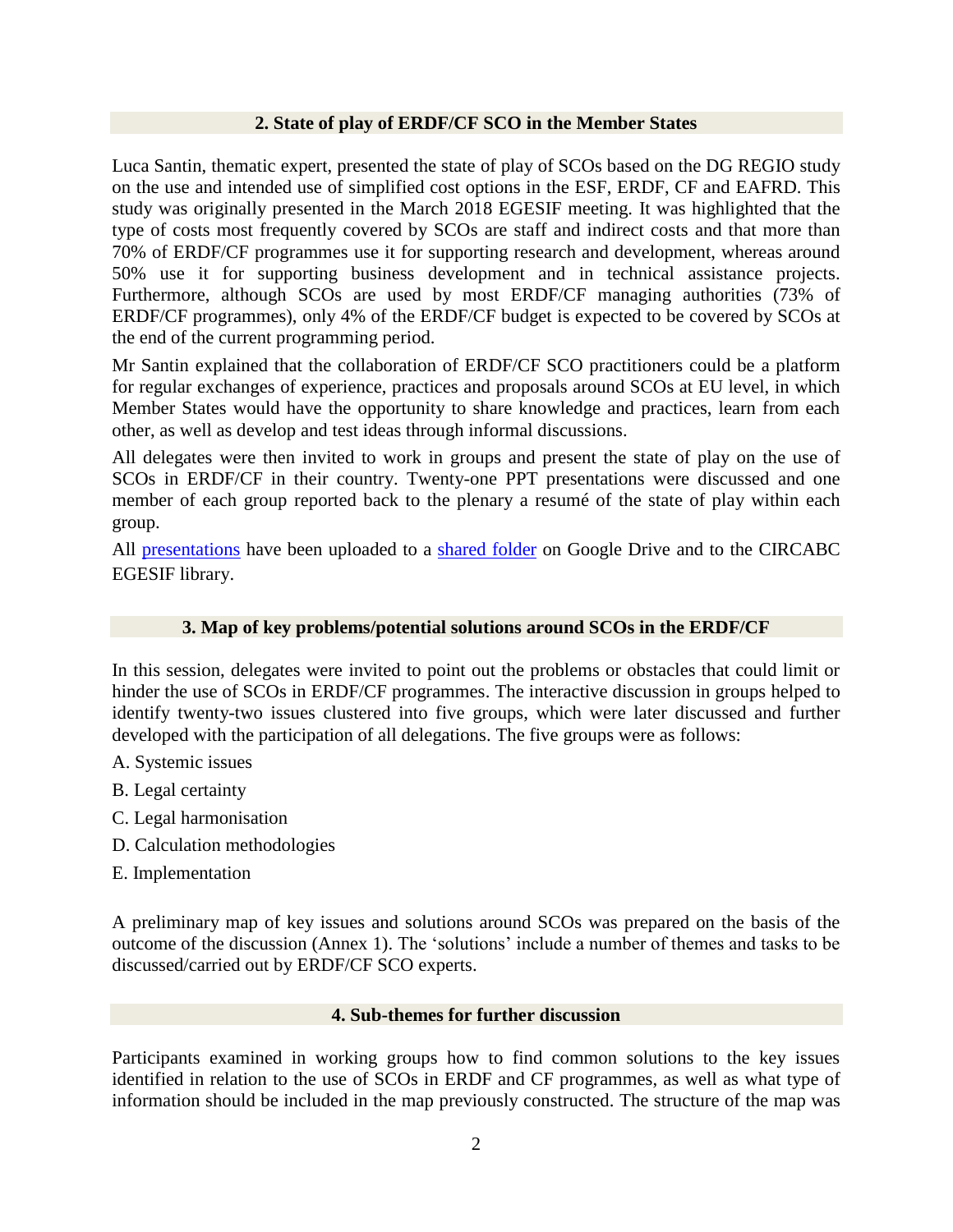## 2. State of play of ERDF/CF SCO in the Member States

Luca Santin, thematic expert, presented the state of play of SCOs based on the DG REGIO study on the use and intended use of simplified cost options in the ESF, ERDF, CF and EAFRD. This study was originally presented in the March 2018 EGESIF meeting. It was highlighted that the type of costs most frequently covered by SCOs are staff and indirect costs and that more than 70% of ERDF/CF programmes use it for supporting research and development, whereas around 50% use it for supporting business development and in technical assistance projects. Furthermore, although SCOs are used by most ERDF/CF managing authorities (73% of ERDF/CF programmes), only 4% of the ERDF/CF budget is expected to be covered by SCOs at the end of the current programming period.

Mr Santin explained that the collaboration of ERDF/CF SCO practitioners could be a platform for regular exchanges of experience, practices and proposals around SCOs at EU level, in which Member States would have the opportunity to share knowledge and practices, learn from each other, as well as develop and test ideas through informal discussions.

All delegates were then invited to work in groups and present the state of play on the use of SCOs in ERDF/CF in their country. Twenty-one PPT presentations were discussed and one member of each group reported back to the plenary a resumé of the state of play within each group.

All presentations have been uploaded to a shared folder on Google Drive and to the CIRCABC EGESIF library.

## 3. Map of key problems/potential solutions around SCOs in the ERDF/CF

In this session, delegates were invited to point out the problems or obstacles that could limit or hinder the use of SCOs in ERDF/CF programmes. The interactive discussion in groups helped to identify twenty-two issues clustered into five groups, which were later discussed and further developed with the participation of all delegations. The five groups were as follows:

A. Systemic issues

B. Legal certainty

C. Legal harmonisation

D. Calculation methodologies

E. Implementation

A preliminary map of key issues and solutions around SCOs was prepared on the basis of the outcome of the discussion (Annex 1). The 'solutions' include a number of themes and tasks to be discussed/carried out by ERDF/CF SCO experts.

## 4. Sub-themes for further discussion

Participants examined in working groups how to find common solutions to the key issues identified in relation to the use of SCOs in ERDF and CF programmes, as well as what type of information should be included in the map previously constructed. The structure of the map was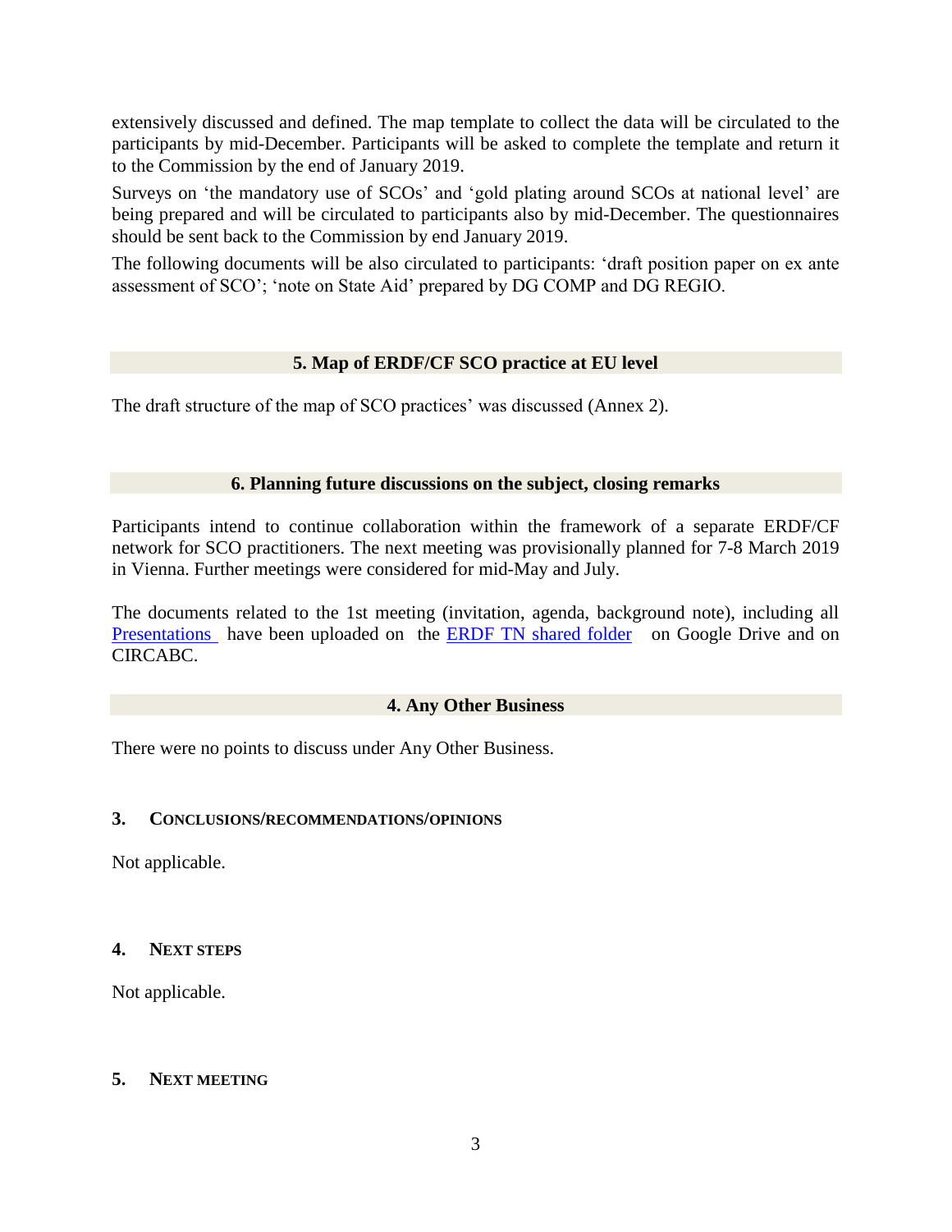extensively discussed and defined. The map template to collect the data will be circulated to the participants by mid-December. Participants will be asked to complete the template and return it to the Commission by the end of January 2019.

Surveys on 'the mandatory use of SCOs' and 'gold plating around SCOs at national level' are being prepared and will be circulated to participants also by mid-December. The questionnaires should be sent back to the Commission by end January 2019.

The following documents will be also circulated to participants: 'draft position paper on ex ante assessment of SCO'; 'note on State Aid' prepared by DG COMP and DG REGIO.

### 5. Map of ERDF/CF SCO practice at EU level

The draft structure of the map of SCO practices' was discussed (Annex 2).

### 6. Planning future discussions on the subject, closing remarks

Participants intend to continue collaboration within the framework of a separate ERDF/CF network for SCO practitioners. The next meeting was provisionally planned for 7-8 March 2019 in Vienna. Further meetings were considered for mid-May and July.

The documents related to the 1st meeting (invitation, agenda, background note), including all Presentations have been uploaded on the ERDF TN shared folder on Google Drive and on CIRCABC.

### 4. Any Other Business

There were no points to discuss under Any Other Business.

## 3. Conclusions/recommendations/opinions

Not applicable.

## 4. Next steps

Not applicable.

## 5. Next meeting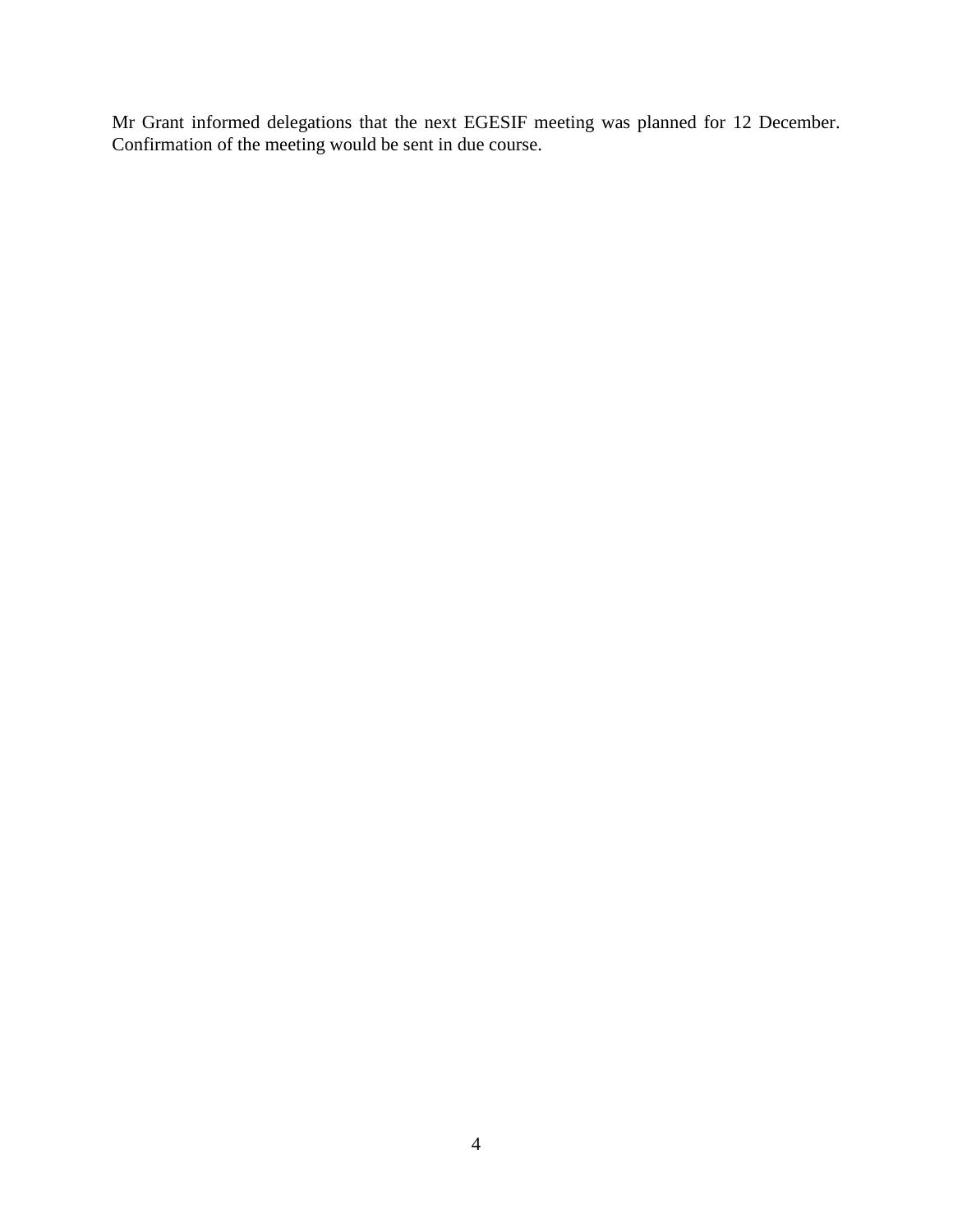Mr Grant informed delegations that the next EGESIF meeting was planned for 12 December. Confirmation of the meeting would be sent in due course.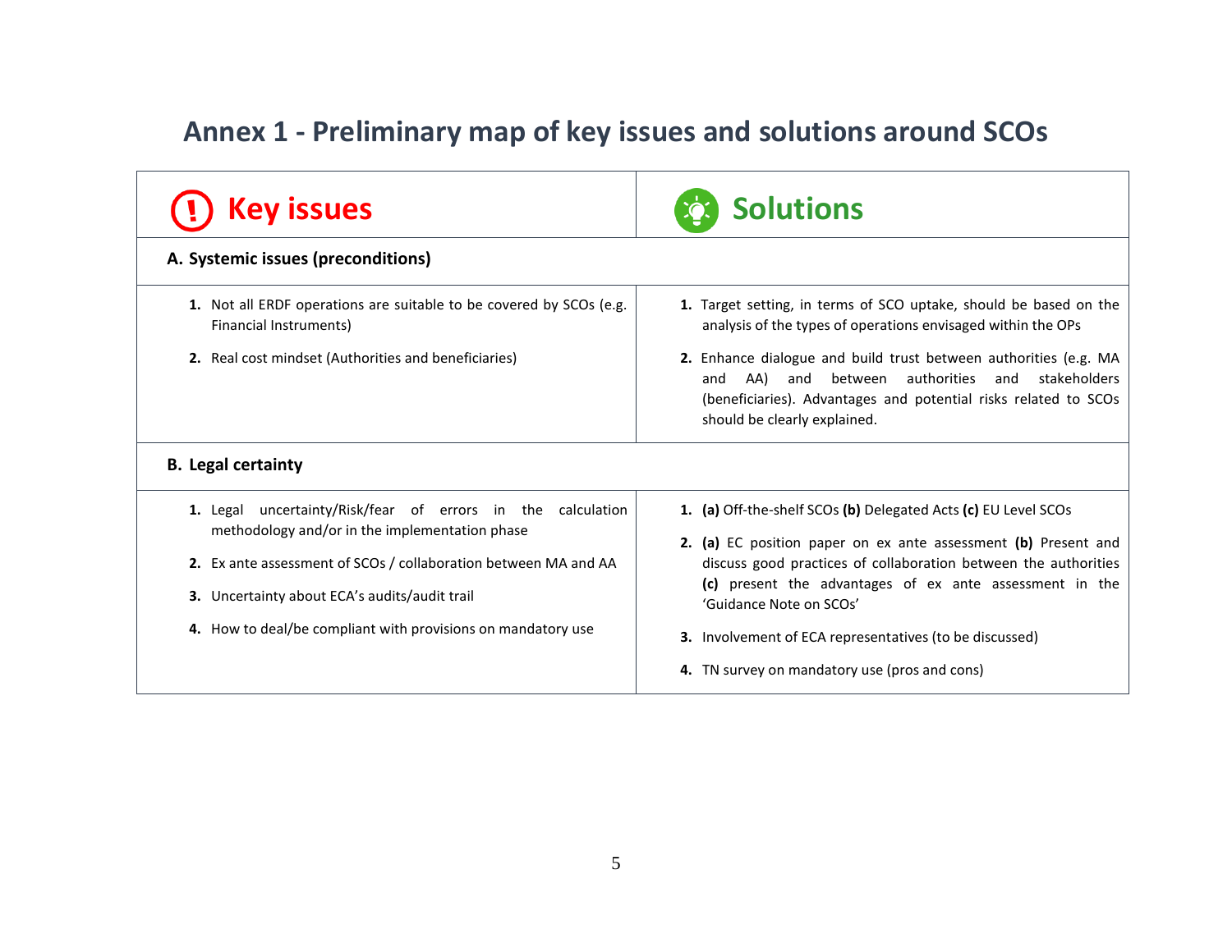# Annex 1 - Preliminary map of key issues and solutions around SCOs

| Key issues | Solutions |
|---|---|
| **A. Systemic issues (preconditions)** | |
| **1.** Not all ERDF operations are suitable to be covered by SCOs (e.g. Financial Instruments) | **1.** Target setting, in terms of SCO uptake, should be based on the analysis of the types of operations envisaged within the OPs |
| **2.** Real cost mindset (Authorities and beneficiaries) | **2.** Enhance dialogue and build trust between authorities (e.g. MA and AA) and between authorities and stakeholders (beneficiaries). Advantages and potential risks related to SCOs should be clearly explained. |
| **B. Legal certainty** | |
| **1.** Legal uncertainty/Risk/fear of errors in the calculation methodology and/or in the implementation phase | **1.** **(a)** Off-the-shelf SCOs **(b)** Delegated Acts **(c)** EU Level SCOs |
| **2.** Ex ante assessment of SCOs / collaboration between MA and AA | **2.** **(a)** EC position paper on ex ante assessment **(b)** Present and discuss good practices of collaboration between the authorities **(c)** present the advantages of ex ante assessment in the 'Guidance Note on SCOs' |
| **3.** Uncertainty about ECA's audits/audit trail | **3.** Involvement of ECA representatives (to be discussed) |
| **4.** How to deal/be compliant with provisions on mandatory use | **4.** TN survey on mandatory use (pros and cons) |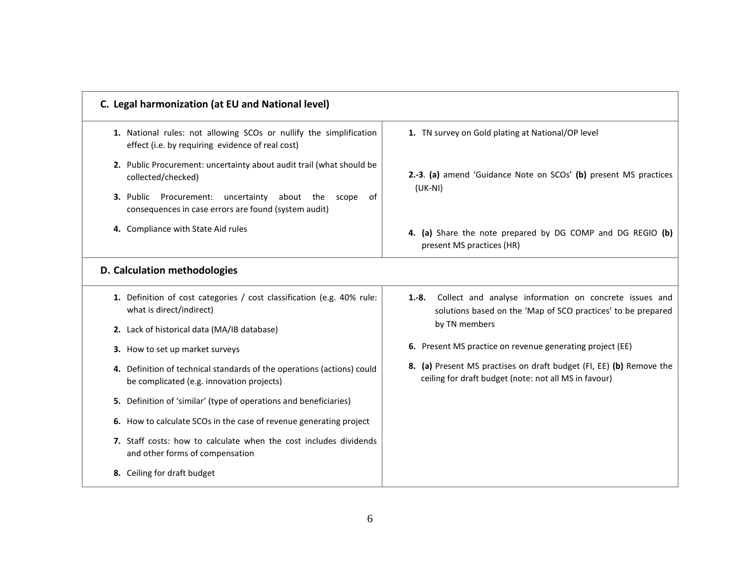| C. Legal harmonization (at EU and National level) | |
|---|---|
| **1.** National rules: not allowing SCOs or nullify the simplification effect (i.e. by requiring evidence of real cost)<br>**2.** Public Procurement: uncertainty about audit trail (what should be collected/checked)<br>**3.** Public Procurement: uncertainty about the scope of consequences in case errors are found (system audit)<br>**4.** Compliance with State Aid rules | **1.** TN survey on Gold plating at National/OP level<br>**2.-3**. **(a)** amend 'Guidance Note on SCOs' **(b)** present MS practices (UK-NI)<br>**4.** **(a)** Share the note prepared by DG COMP and DG REGIO **(b)** present MS practices (HR) |

| D. Calculation methodologies | |
|---|---|
| **1.** Definition of cost categories / cost classification (e.g. 40% rule: what is direct/indirect)<br>**2.** Lack of historical data (MA/IB database)<br>**3.** How to set up market surveys<br>**4.** Definition of technical standards of the operations (actions) could be complicated (e.g. innovation projects)<br>**5.** Definition of 'similar' (type of operations and beneficiaries)<br>**6.** How to calculate SCOs in the case of revenue generating project<br>**7.** Staff costs: how to calculate when the cost includes dividends and other forms of compensation<br>**8.** Ceiling for draft budget | **1.-8.** Collect and analyse information on concrete issues and solutions based on the 'Map of SCO practices' to be prepared by TN members<br>**6.** Present MS practice on revenue generating project (EE)<br>**8.** **(a)** Present MS practises on draft budget (FI, EE) **(b)** Remove the ceiling for draft budget (note: not all MS in favour) |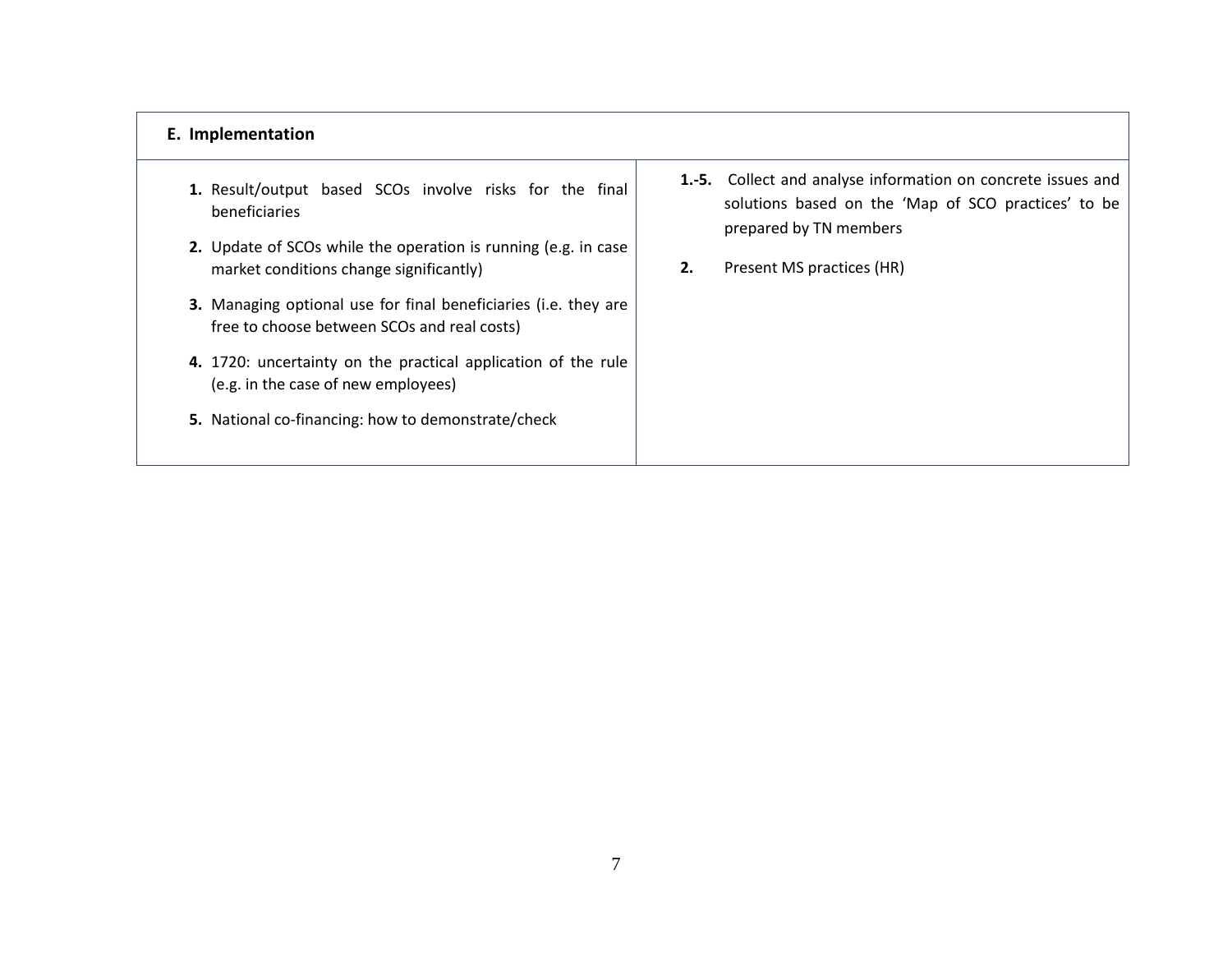| E. Implementation | |
|---|---|
| **1.** Result/output based SCOs involve risks for the final beneficiaries<br>**2.** Update of SCOs while the operation is running (e.g. in case market conditions change significantly)<br>**3.** Managing optional use for final beneficiaries (i.e. they are free to choose between SCOs and real costs)<br>**4.** 1720: uncertainty on the practical application of the rule (e.g. in the case of new employees)<br>**5.** National co-financing: how to demonstrate/check | **1.-5.** Collect and analyse information on concrete issues and solutions based on the 'Map of SCO practices' to be prepared by TN members<br>**2.** Present MS practices (HR) |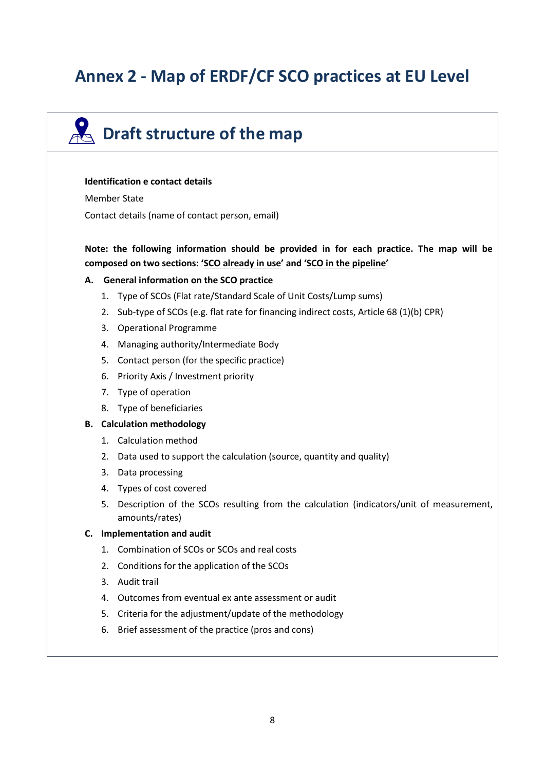# Annex 2 - Map of ERDF/CF SCO practices at EU Level

## Draft structure of the map

**Identification e contact details**

Member State

Contact details (name of contact person, email)

**Note: the following information should be provided in for each practice. The map will be composed on two sections: '<u>SCO already in use</u>' and '<u>SCO in the pipeline</u>'**

**A. General information on the SCO practice**

1. Type of SCOs (Flat rate/Standard Scale of Unit Costs/Lump sums)
2. Sub-type of SCOs (e.g. flat rate for financing indirect costs, Article 68 (1)(b) CPR)
3. Operational Programme
4. Managing authority/Intermediate Body
5. Contact person (for the specific practice)
6. Priority Axis / Investment priority
7. Type of operation
8. Type of beneficiaries

**B. Calculation methodology**

1. Calculation method
2. Data used to support the calculation (source, quantity and quality)
3. Data processing
4. Types of cost covered
5. Description of the SCOs resulting from the calculation (indicators/unit of measurement, amounts/rates)

**C. Implementation and audit**

1. Combination of SCOs or SCOs and real costs
2. Conditions for the application of the SCOs
3. Audit trail
4. Outcomes from eventual ex ante assessment or audit
5. Criteria for the adjustment/update of the methodology
6. Brief assessment of the practice (pros and cons)